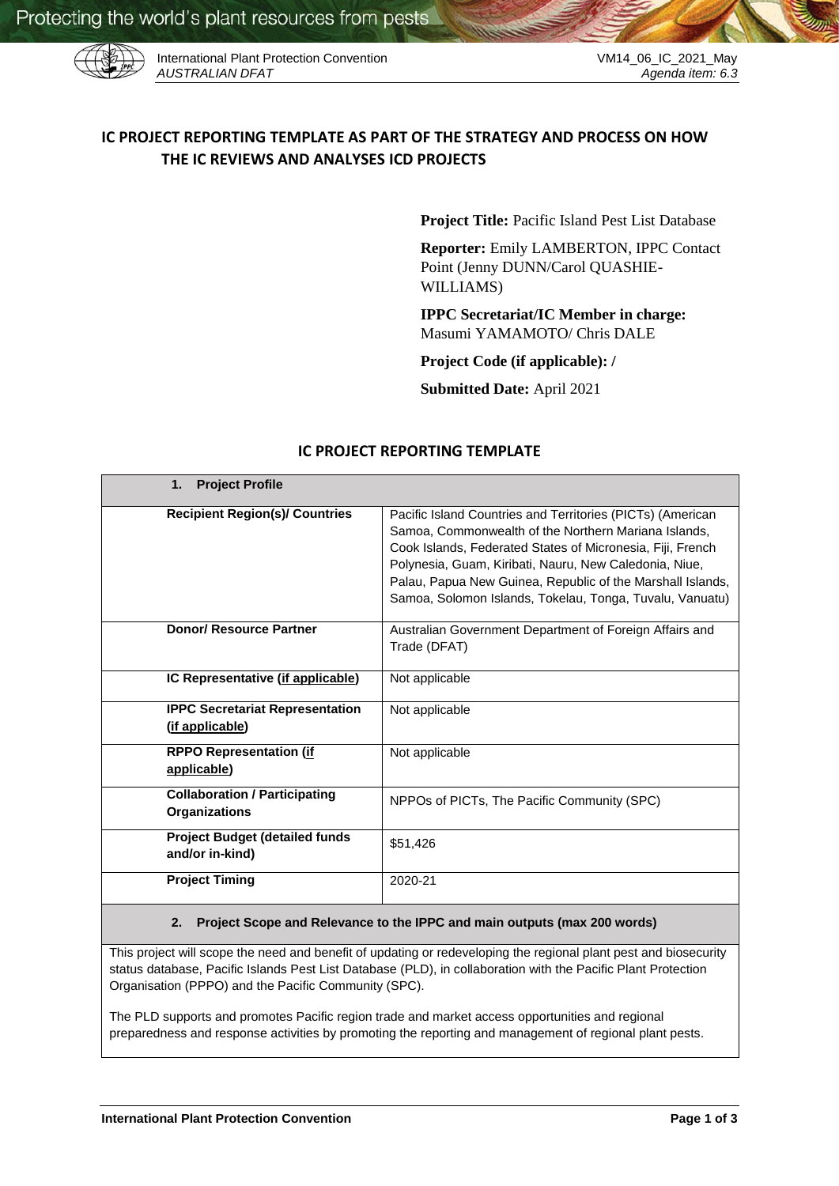## IC PROJECT REPORTING TEMPLATE AS PART OF THE STRATEGY AND PROCESS ON HOW THE IC REVIEWS AND ANALYSES ICD PROJECTS

**Project Title:** Pacific Island Pest List Database

**Reporter:** Emily LAMBERTON, IPPC Contact Point (Jenny DUNN/Carol QUASHIE-WILLIAMS)

**IPPC Secretariat/IC Member in charge:** Masumi YAMAMOTO/ Chris DALE

**Project Code (if applicable):** /

**Submitted Date:** April 2021

### IC PROJECT REPORTING TEMPLATE

| **1. Project Profile** | |
|---|---|
| **Recipient Region(s)/ Countries** | Pacific Island Countries and Territories (PICTs) (American Samoa, Commonwealth of the Northern Mariana Islands, Cook Islands, Federated States of Micronesia, Fiji, French Polynesia, Guam, Kiribati, Nauru, New Caledonia, Niue, Palau, Papua New Guinea, Republic of the Marshall Islands, Samoa, Solomon Islands, Tokelau, Tonga, Tuvalu, Vanuatu) |
| **Donor/ Resource Partner** | Australian Government Department of Foreign Affairs and Trade (DFAT) |
| **IC Representative (if applicable)** | Not applicable |
| **IPPC Secretariat Representation (if applicable)** | Not applicable |
| **RPPO Representation (if applicable)** | Not applicable |
| **Collaboration / Participating Organizations** | NPPOs of PICTs, The Pacific Community (SPC) |
| **Project Budget (detailed funds and/or in-kind)** | $51,426 |
| **Project Timing** | 2020-21 |

**2. Project Scope and Relevance to the IPPC and main outputs (max 200 words)**

This project will scope the need and benefit of updating or redeveloping the regional plant pest and biosecurity status database, Pacific Islands Pest List Database (PLD), in collaboration with the Pacific Plant Protection Organisation (PPPO) and the Pacific Community (SPC).

The PLD supports and promotes Pacific region trade and market access opportunities and regional preparedness and response activities by promoting the reporting and management of regional plant pests.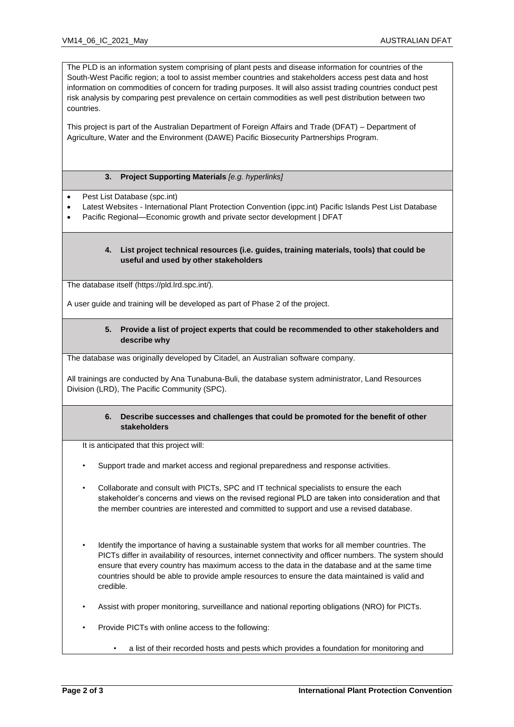The PLD is an information system comprising of plant pests and disease information for countries of the South-West Pacific region; a tool to assist member countries and stakeholders access pest data and host information on commodities of concern for trading purposes. It will also assist trading countries conduct pest risk analysis by comparing pest prevalence on certain commodities as well pest distribution between two countries.

This project is part of the Australian Department of Foreign Affairs and Trade (DFAT) – Department of Agriculture, Water and the Environment (DAWE) Pacific Biosecurity Partnerships Program.

### 3. Project Supporting Materials *[e.g. hyperlinks]*

- Pest List Database (spc.int)
- Latest Websites - International Plant Protection Convention (ippc.int) Pacific Islands Pest List Database
- Pacific Regional—Economic growth and private sector development | DFAT

### 4. List project technical resources (i.e. guides, training materials, tools) that could be useful and used by other stakeholders

The database itself (https://pld.lrd.spc.int/).

A user guide and training will be developed as part of Phase 2 of the project.

### 5. Provide a list of project experts that could be recommended to other stakeholders and describe why

The database was originally developed by Citadel, an Australian software company.

All trainings are conducted by Ana Tunabuna-Buli, the database system administrator, Land Resources Division (LRD), The Pacific Community (SPC).

### 6. Describe successes and challenges that could be promoted for the benefit of other stakeholders

It is anticipated that this project will:

- Support trade and market access and regional preparedness and response activities.
- Collaborate and consult with PICTs, SPC and IT technical specialists to ensure the each stakeholder's concerns and views on the revised regional PLD are taken into consideration and that the member countries are interested and committed to support and use a revised database.
- Identify the importance of having a sustainable system that works for all member countries. The PICTs differ in availability of resources, internet connectivity and officer numbers. The system should ensure that every country has maximum access to the data in the database and at the same time countries should be able to provide ample resources to ensure the data maintained is valid and credible.
- Assist with proper monitoring, surveillance and national reporting obligations (NRO) for PICTs.
- Provide PICTs with online access to the following:
    - a list of their recorded hosts and pests which provides a foundation for monitoring and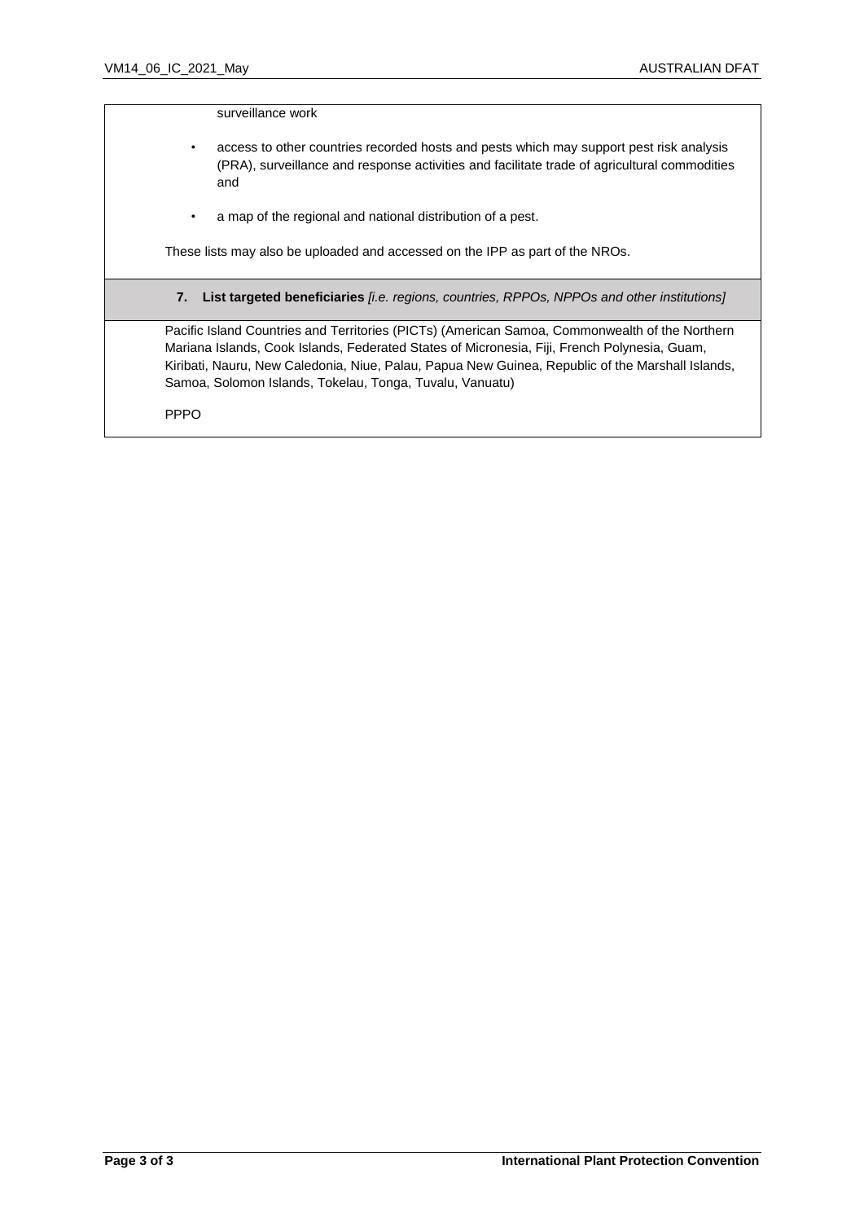surveillance work

- access to other countries recorded hosts and pests which may support pest risk analysis (PRA), surveillance and response activities and facilitate trade of agricultural commodities and
- a map of the regional and national distribution of a pest.

These lists may also be uploaded and accessed on the IPP as part of the NROs.

**7. List targeted beneficiaries** *[i.e. regions, countries, RPPOs, NPPOs and other institutions]*

Pacific Island Countries and Territories (PICTs) (American Samoa, Commonwealth of the Northern Mariana Islands, Cook Islands, Federated States of Micronesia, Fiji, French Polynesia, Guam, Kiribati, Nauru, New Caledonia, Niue, Palau, Papua New Guinea, Republic of the Marshall Islands, Samoa, Solomon Islands, Tokelau, Tonga, Tuvalu, Vanuatu)

PPPO